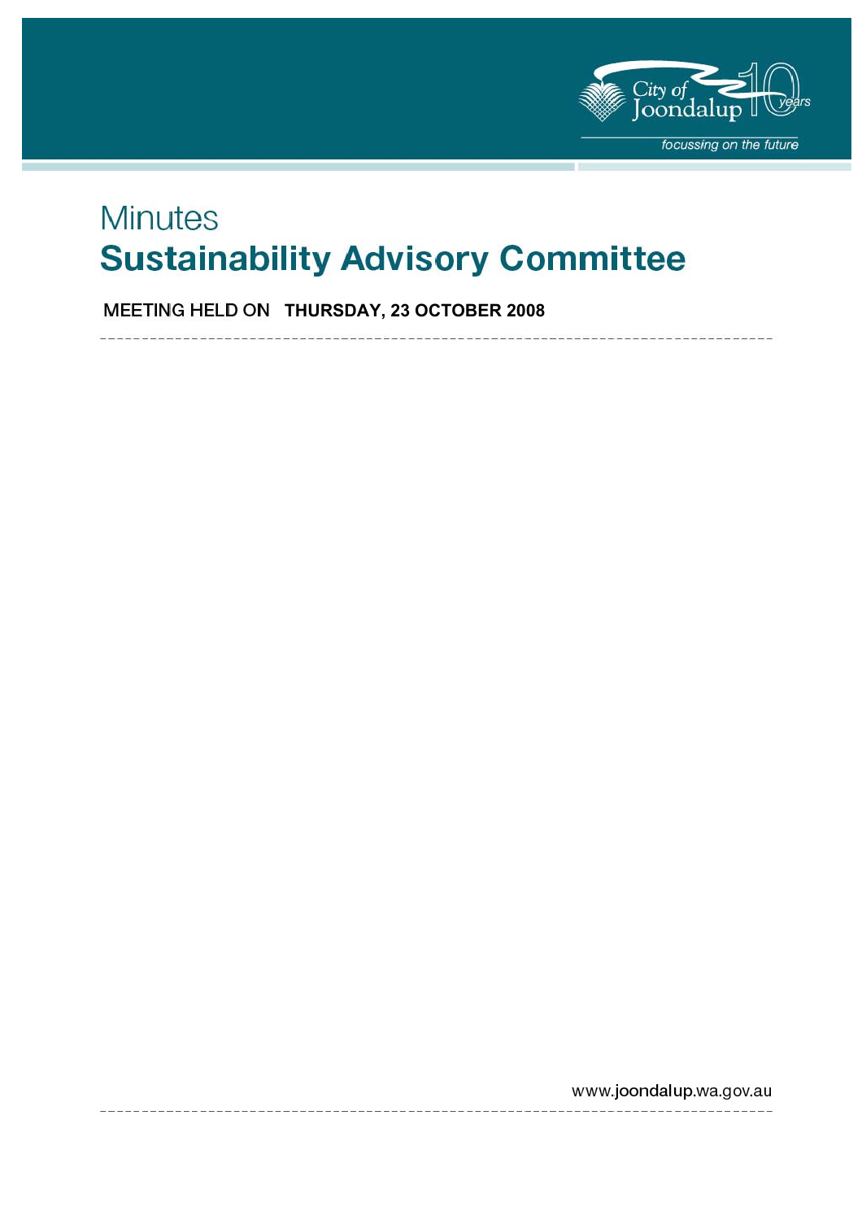# Minutes

# Sustainability Advisory Committee

**MEETING HELD ON THURSDAY, 23 OCTOBER 2008**

www.joondalup.wa.gov.au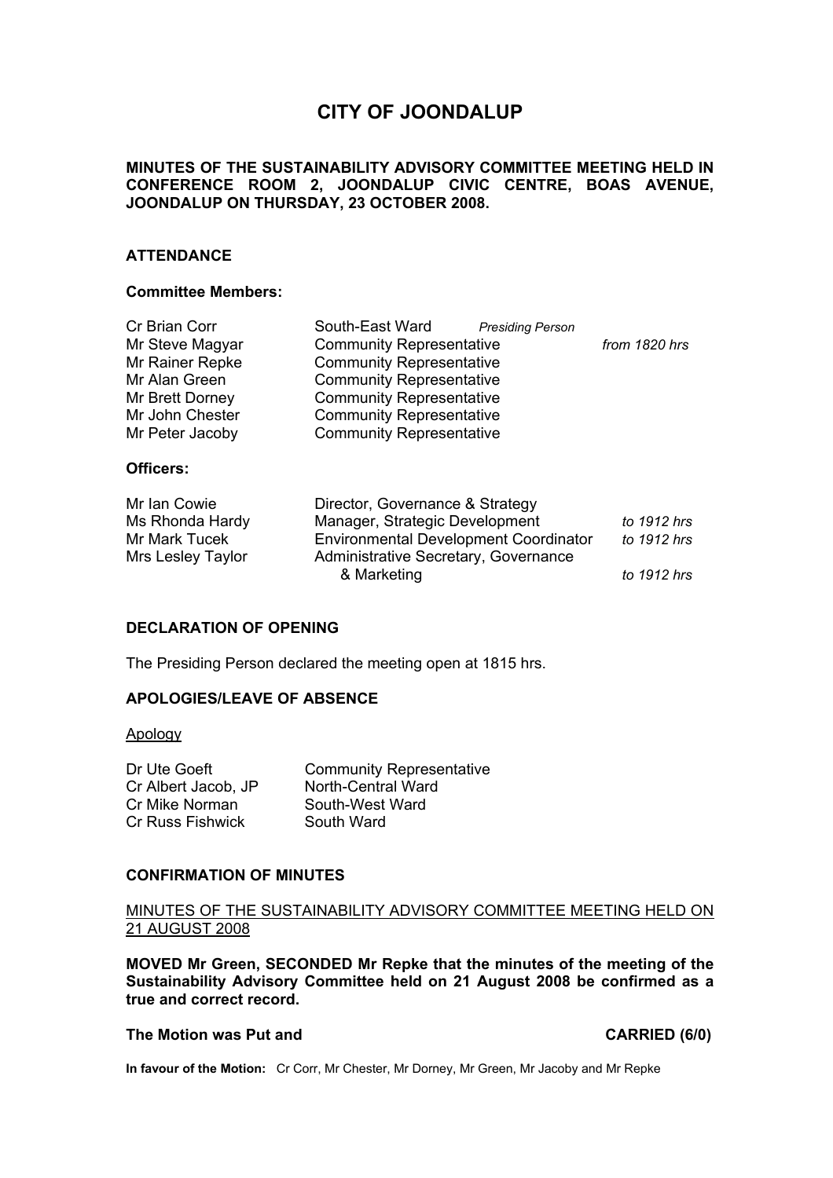# CITY OF JOONDALUP

**MINUTES OF THE SUSTAINABILITY ADVISORY COMMITTEE MEETING HELD IN CONFERENCE ROOM 2, JOONDALUP CIVIC CENTRE, BOAS AVENUE, JOONDALUP ON THURSDAY, 23 OCTOBER 2008.**

## ATTENDANCE

### Committee Members:

| | | |
|---|---|---|
| Cr Brian Corr | South-East Ward *Presiding Person* | |
| Mr Steve Magyar | Community Representative | *from 1820 hrs* |
| Mr Rainer Repke | Community Representative | |
| Mr Alan Green | Community Representative | |
| Mr Brett Dorney | Community Representative | |
| Mr John Chester | Community Representative | |
| Mr Peter Jacoby | Community Representative | |

### Officers:

| | | |
|---|---|---|
| Mr Ian Cowie | Director, Governance & Strategy | |
| Ms Rhonda Hardy | Manager, Strategic Development | *to 1912 hrs* |
| Mr Mark Tucek | Environmental Development Coordinator | *to 1912 hrs* |
| Mrs Lesley Taylor | Administrative Secretary, Governance & Marketing | *to 1912 hrs* |

## DECLARATION OF OPENING

The Presiding Person declared the meeting open at 1815 hrs.

## APOLOGIES/LEAVE OF ABSENCE

Apology

| | |
|---|---|
| Dr Ute Goeft | Community Representative |
| Cr Albert Jacob, JP | North-Central Ward |
| Cr Mike Norman | South-West Ward |
| Cr Russ Fishwick | South Ward |

## CONFIRMATION OF MINUTES

MINUTES OF THE SUSTAINABILITY ADVISORY COMMITTEE MEETING HELD ON 21 AUGUST 2008

**MOVED Mr Green, SECONDED Mr Repke that the minutes of the meeting of the Sustainability Advisory Committee held on 21 August 2008 be confirmed as a true and correct record.**

**The Motion was Put and CARRIED (6/0)**

**In favour of the Motion:** Cr Corr, Mr Chester, Mr Dorney, Mr Green, Mr Jacoby and Mr Repke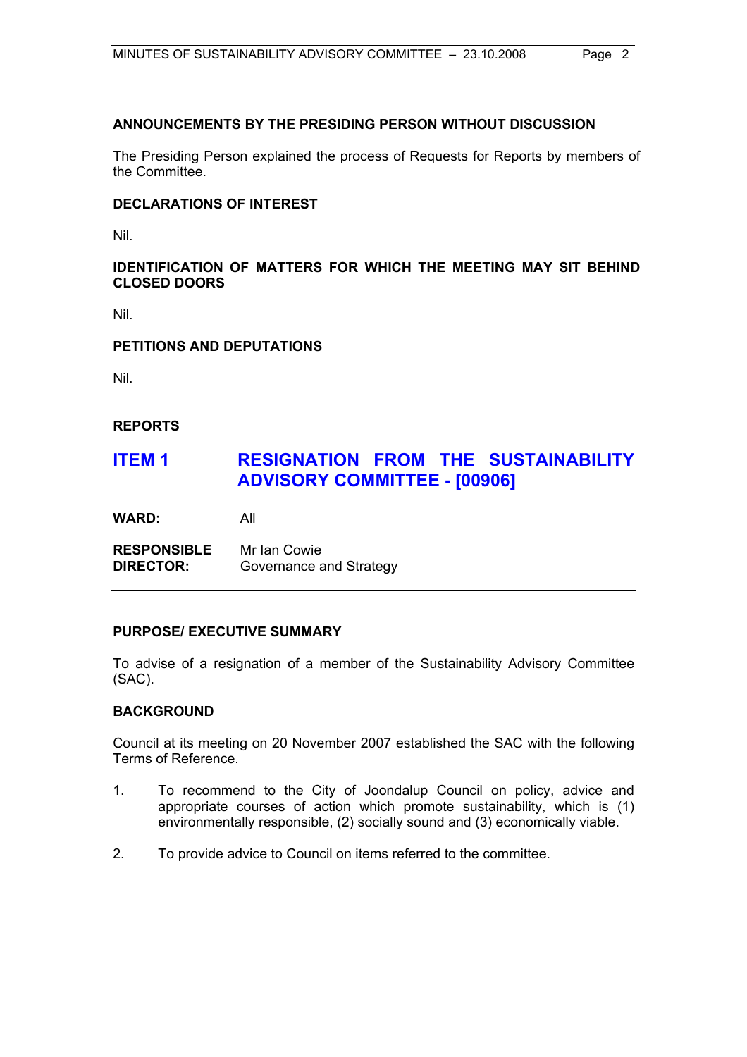**ANNOUNCEMENTS BY THE PRESIDING PERSON WITHOUT DISCUSSION**

The Presiding Person explained the process of Requests for Reports by members of the Committee.

**DECLARATIONS OF INTEREST**

Nil.

**IDENTIFICATION OF MATTERS FOR WHICH THE MEETING MAY SIT BEHIND CLOSED DOORS**

Nil.

**PETITIONS AND DEPUTATIONS**

Nil.

**REPORTS**

## ITEM 1 RESIGNATION FROM THE SUSTAINABILITY ADVISORY COMMITTEE - [00906]

**WARD:** All

**RESPONSIBLE DIRECTOR:** Mr Ian Cowie
Governance and Strategy

---

**PURPOSE/ EXECUTIVE SUMMARY**

To advise of a resignation of a member of the Sustainability Advisory Committee (SAC).

**BACKGROUND**

Council at its meeting on 20 November 2007 established the SAC with the following Terms of Reference.

1. To recommend to the City of Joondalup Council on policy, advice and appropriate courses of action which promote sustainability, which is (1) environmentally responsible, (2) socially sound and (3) economically viable.

2. To provide advice to Council on items referred to the committee.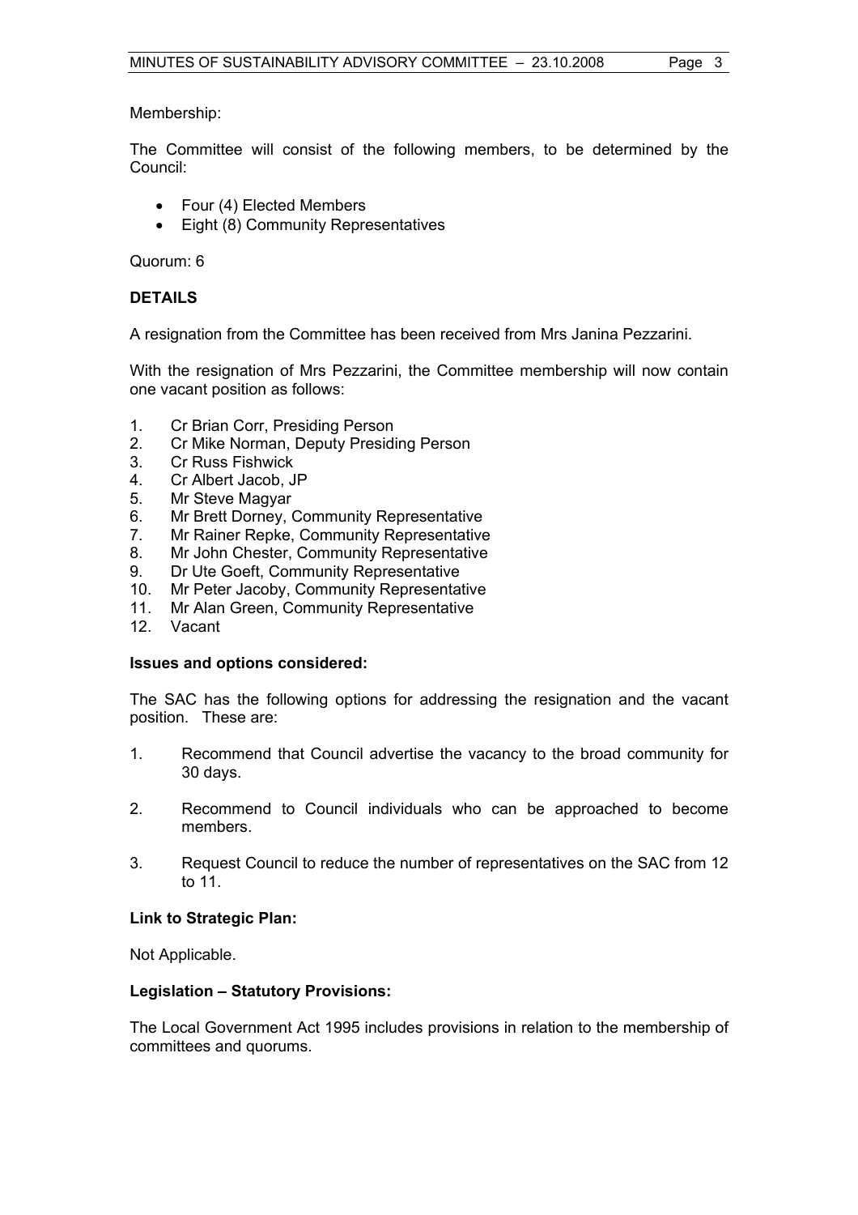Membership:

The Committee will consist of the following members, to be determined by the Council:

- Four (4) Elected Members
- Eight (8) Community Representatives

Quorum: 6

**DETAILS**

A resignation from the Committee has been received from Mrs Janina Pezzarini.

With the resignation of Mrs Pezzarini, the Committee membership will now contain one vacant position as follows:

1. Cr Brian Corr, Presiding Person
2. Cr Mike Norman, Deputy Presiding Person
3. Cr Russ Fishwick
4. Cr Albert Jacob, JP
5. Mr Steve Magyar
6. Mr Brett Dorney, Community Representative
7. Mr Rainer Repke, Community Representative
8. Mr John Chester, Community Representative
9. Dr Ute Goeft, Community Representative
10. Mr Peter Jacoby, Community Representative
11. Mr Alan Green, Community Representative
12. Vacant

**Issues and options considered:**

The SAC has the following options for addressing the resignation and the vacant position. These are:

1. Recommend that Council advertise the vacancy to the broad community for 30 days.

2. Recommend to Council individuals who can be approached to become members.

3. Request Council to reduce the number of representatives on the SAC from 12 to 11.

**Link to Strategic Plan:**

Not Applicable.

**Legislation – Statutory Provisions:**

The Local Government Act 1995 includes provisions in relation to the membership of committees and quorums.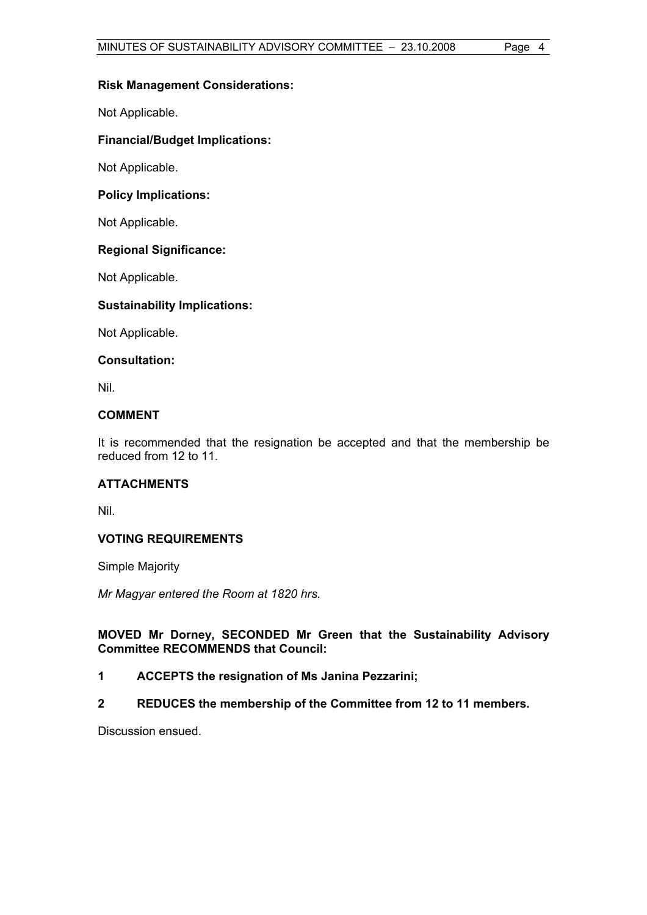**Risk Management Considerations:**

Not Applicable.

**Financial/Budget Implications:**

Not Applicable.

**Policy Implications:**

Not Applicable.

**Regional Significance:**

Not Applicable.

**Sustainability Implications:**

Not Applicable.

**Consultation:**

Nil.

## COMMENT

It is recommended that the resignation be accepted and that the membership be reduced from 12 to 11.

## ATTACHMENTS

Nil.

## VOTING REQUIREMENTS

Simple Majority

*Mr Magyar entered the Room at 1820 hrs.*

**MOVED Mr Dorney, SECONDED Mr Green that the Sustainability Advisory Committee RECOMMENDS that Council:**

**1 ACCEPTS the resignation of Ms Janina Pezzarini;**

**2 REDUCES the membership of the Committee from 12 to 11 members.**

Discussion ensued.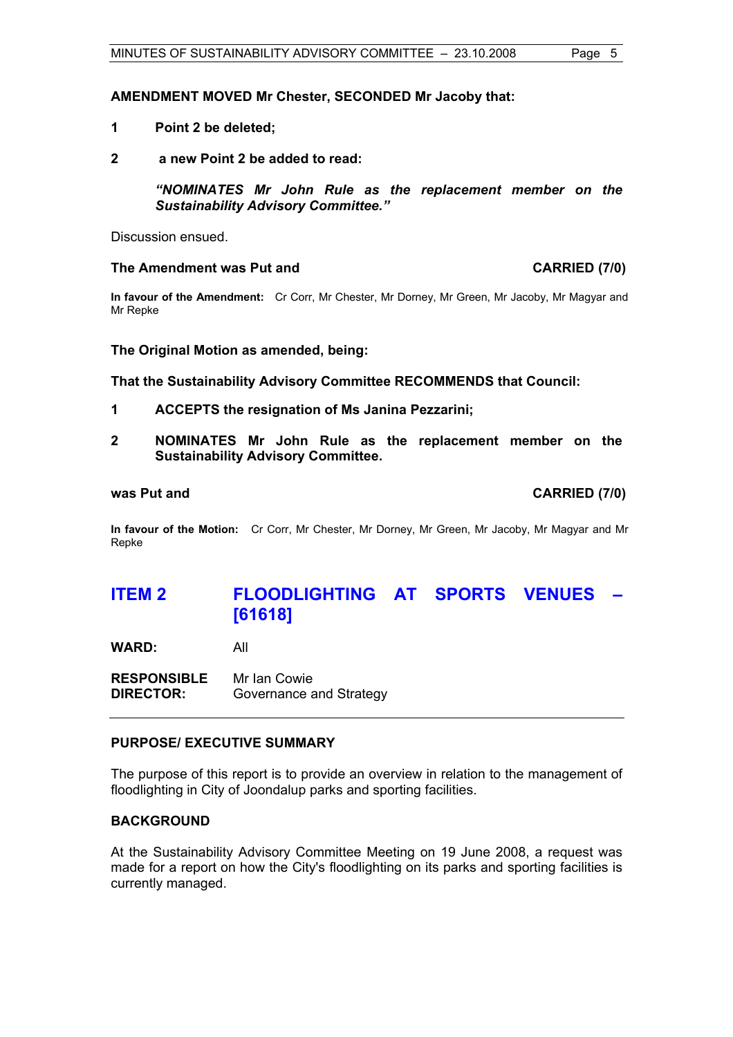**AMENDMENT MOVED Mr Chester, SECONDED Mr Jacoby that:**

**1 Point 2 be deleted;**

**2 a new Point 2 be added to read:**

> ***"NOMINATES Mr John Rule as the replacement member on the Sustainability Advisory Committee."***

Discussion ensued.

**The Amendment was Put and CARRIED (7/0)**

**In favour of the Amendment:** Cr Corr, Mr Chester, Mr Dorney, Mr Green, Mr Jacoby, Mr Magyar and Mr Repke

**The Original Motion as amended, being:**

**That the Sustainability Advisory Committee RECOMMENDS that Council:**

**1 ACCEPTS the resignation of Ms Janina Pezzarini;**

**2 NOMINATES Mr John Rule as the replacement member on the Sustainability Advisory Committee.**

**was Put and CARRIED (7/0)**

**In favour of the Motion:** Cr Corr, Mr Chester, Mr Dorney, Mr Green, Mr Jacoby, Mr Magyar and Mr Repke

## ITEM 2 FLOODLIGHTING AT SPORTS VENUES – [61618]

**WARD:** All

**RESPONSIBLE DIRECTOR:** Mr Ian Cowie
Governance and Strategy

---

### PURPOSE/ EXECUTIVE SUMMARY

The purpose of this report is to provide an overview in relation to the management of floodlighting in City of Joondalup parks and sporting facilities.

### BACKGROUND

At the Sustainability Advisory Committee Meeting on 19 June 2008, a request was made for a report on how the City's floodlighting on its parks and sporting facilities is currently managed.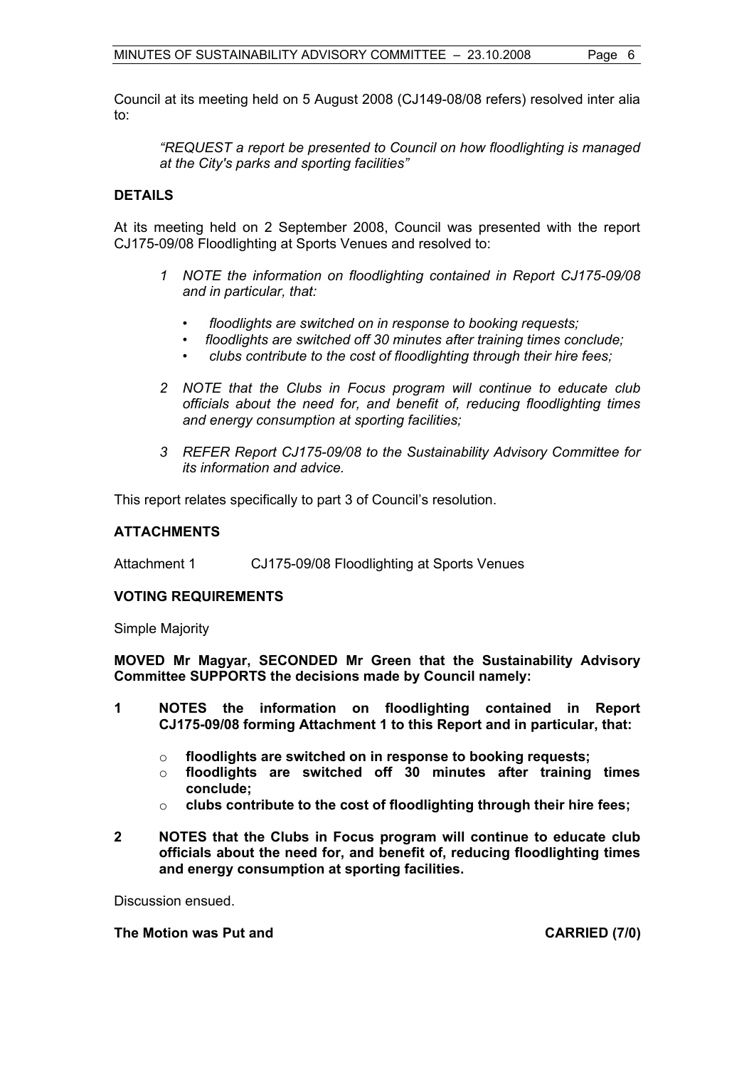Council at its meeting held on 5 August 2008 (CJ149-08/08 refers) resolved inter alia to:

> *"REQUEST a report be presented to Council on how floodlighting is managed at the City's parks and sporting facilities"*

## DETAILS

At its meeting held on 2 September 2008, Council was presented with the report CJ175-09/08 Floodlighting at Sports Venues and resolved to:

1. *NOTE the information on floodlighting contained in Report CJ175-09/08 and in particular, that:*
   - *floodlights are switched on in response to booking requests;*
   - *floodlights are switched off 30 minutes after training times conclude;*
   - *clubs contribute to the cost of floodlighting through their hire fees;*
2. *NOTE that the Clubs in Focus program will continue to educate club officials about the need for, and benefit of, reducing floodlighting times and energy consumption at sporting facilities;*
3. *REFER Report CJ175-09/08 to the Sustainability Advisory Committee for its information and advice.*

This report relates specifically to part 3 of Council's resolution.

## ATTACHMENTS

Attachment 1 CJ175-09/08 Floodlighting at Sports Venues

## VOTING REQUIREMENTS

Simple Majority

**MOVED Mr Magyar, SECONDED Mr Green that the Sustainability Advisory Committee SUPPORTS the decisions made by Council namely:**

**1 NOTES the information on floodlighting contained in Report CJ175-09/08 forming Attachment 1 to this Report and in particular, that:**

- **floodlights are switched on in response to booking requests;**
- **floodlights are switched off 30 minutes after training times conclude;**
- **clubs contribute to the cost of floodlighting through their hire fees;**

**2 NOTES that the Clubs in Focus program will continue to educate club officials about the need for, and benefit of, reducing floodlighting times and energy consumption at sporting facilities.**

Discussion ensued.

**The Motion was Put and CARRIED (7/0)**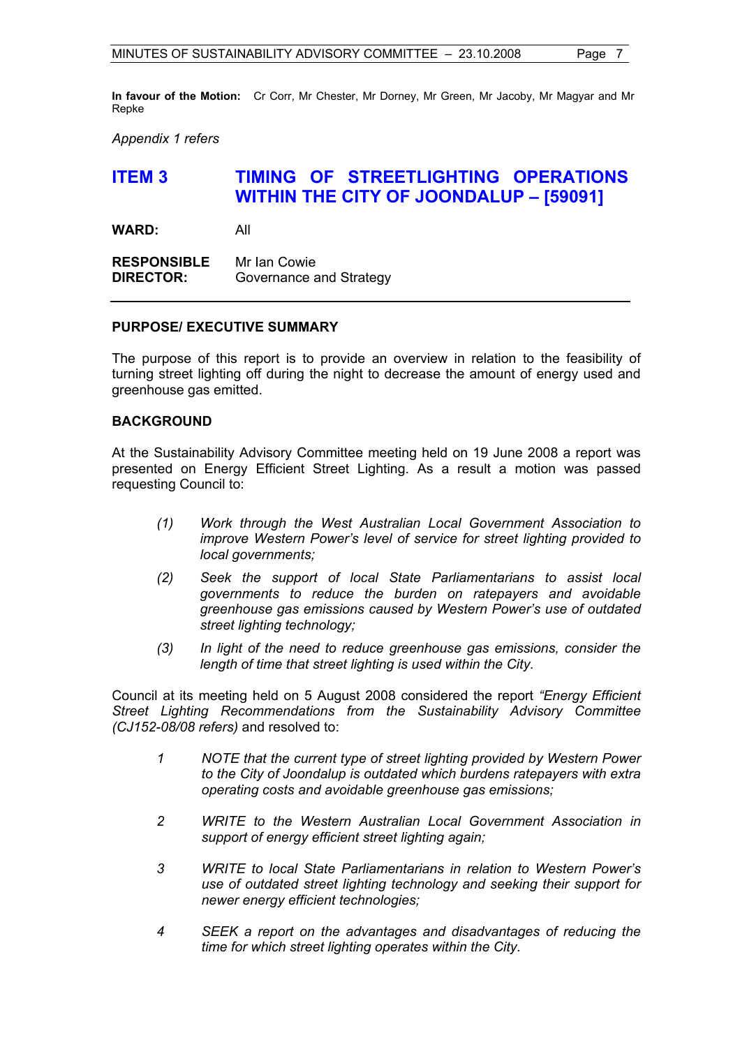**In favour of the Motion:** Cr Corr, Mr Chester, Mr Dorney, Mr Green, Mr Jacoby, Mr Magyar and Mr Repke

*Appendix 1 refers*

## ITEM 3 TIMING OF STREETLIGHTING OPERATIONS WITHIN THE CITY OF JOONDALUP – [59091]

**WARD:** All

**RESPONSIBLE DIRECTOR:** Mr Ian Cowie
Governance and Strategy

---

### PURPOSE/ EXECUTIVE SUMMARY

The purpose of this report is to provide an overview in relation to the feasibility of turning street lighting off during the night to decrease the amount of energy used and greenhouse gas emitted.

### BACKGROUND

At the Sustainability Advisory Committee meeting held on 19 June 2008 a report was presented on Energy Efficient Street Lighting. As a result a motion was passed requesting Council to:

> *(1) Work through the West Australian Local Government Association to improve Western Power's level of service for street lighting provided to local governments;*
>
> *(2) Seek the support of local State Parliamentarians to assist local governments to reduce the burden on ratepayers and avoidable greenhouse gas emissions caused by Western Power's use of outdated street lighting technology;*
>
> *(3) In light of the need to reduce greenhouse gas emissions, consider the length of time that street lighting is used within the City.*

Council at its meeting held on 5 August 2008 considered the report *"Energy Efficient Street Lighting Recommendations from the Sustainability Advisory Committee (CJ152-08/08 refers)* and resolved to:

> *1 NOTE that the current type of street lighting provided by Western Power to the City of Joondalup is outdated which burdens ratepayers with extra operating costs and avoidable greenhouse gas emissions;*
>
> *2 WRITE to the Western Australian Local Government Association in support of energy efficient street lighting again;*
>
> *3 WRITE to local State Parliamentarians in relation to Western Power's use of outdated street lighting technology and seeking their support for newer energy efficient technologies;*
>
> *4 SEEK a report on the advantages and disadvantages of reducing the time for which street lighting operates within the City.*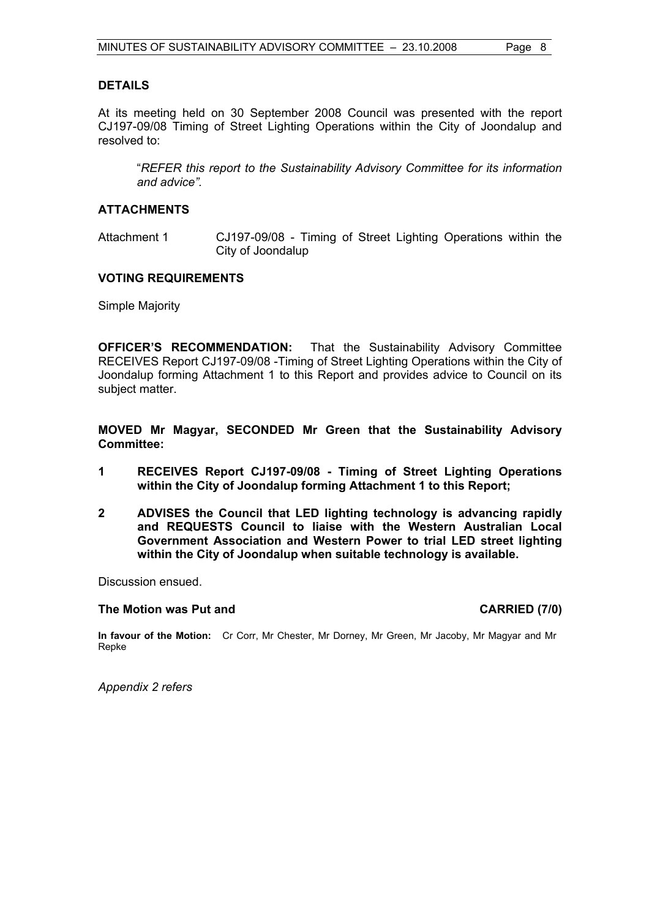## DETAILS

At its meeting held on 30 September 2008 Council was presented with the report CJ197-09/08 Timing of Street Lighting Operations within the City of Joondalup and resolved to:

> "*REFER this report to the Sustainability Advisory Committee for its information and advice".*

## ATTACHMENTS

Attachment 1 CJ197-09/08 - Timing of Street Lighting Operations within the City of Joondalup

## VOTING REQUIREMENTS

Simple Majority

**OFFICER'S RECOMMENDATION:** That the Sustainability Advisory Committee RECEIVES Report CJ197-09/08 -Timing of Street Lighting Operations within the City of Joondalup forming Attachment 1 to this Report and provides advice to Council on its subject matter.

**MOVED Mr Magyar, SECONDED Mr Green that the Sustainability Advisory Committee:**

**1 RECEIVES Report CJ197-09/08 - Timing of Street Lighting Operations within the City of Joondalup forming Attachment 1 to this Report;**

**2 ADVISES the Council that LED lighting technology is advancing rapidly and REQUESTS Council to liaise with the Western Australian Local Government Association and Western Power to trial LED street lighting within the City of Joondalup when suitable technology is available.**

Discussion ensued.

**The Motion was Put and CARRIED (7/0)**

**In favour of the Motion:** Cr Corr, Mr Chester, Mr Dorney, Mr Green, Mr Jacoby, Mr Magyar and Mr Repke

*Appendix 2 refers*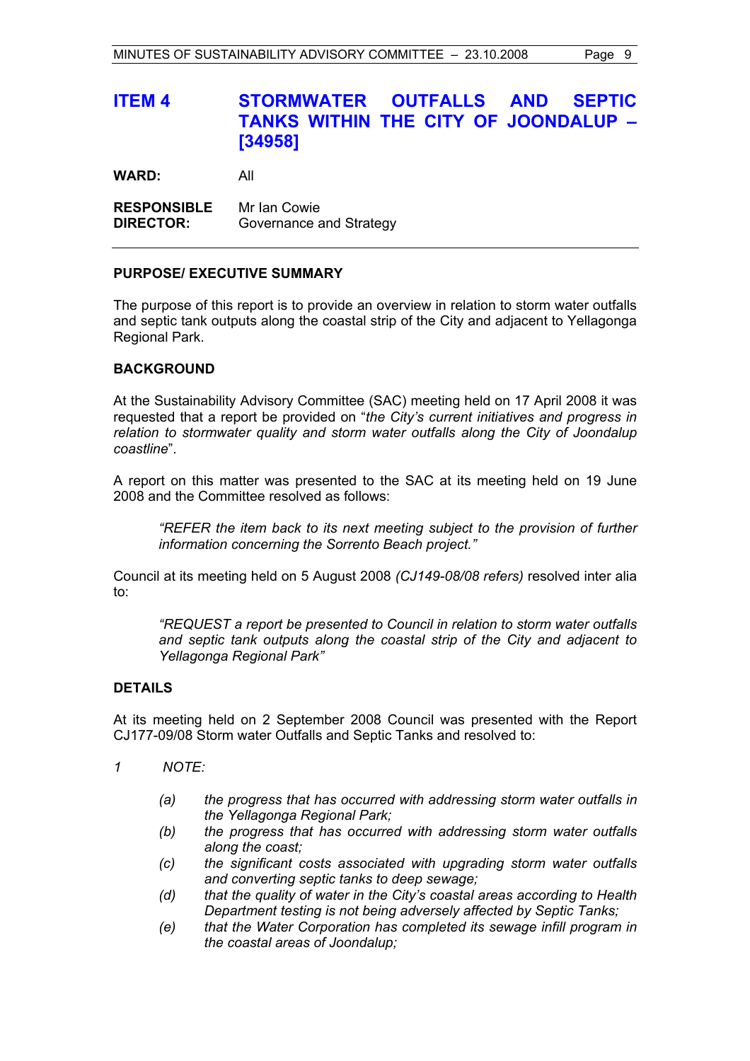## ITEM 4 STORMWATER OUTFALLS AND SEPTIC TANKS WITHIN THE CITY OF JOONDALUP – [34958]

**WARD:** All

**RESPONSIBLE DIRECTOR:** Mr Ian Cowie
Governance and Strategy

---

**PURPOSE/ EXECUTIVE SUMMARY**

The purpose of this report is to provide an overview in relation to storm water outfalls and septic tank outputs along the coastal strip of the City and adjacent to Yellagonga Regional Park.

**BACKGROUND**

At the Sustainability Advisory Committee (SAC) meeting held on 17 April 2008 it was requested that a report be provided on "*the City's current initiatives and progress in relation to stormwater quality and storm water outfalls along the City of Joondalup coastline*".

A report on this matter was presented to the SAC at its meeting held on 19 June 2008 and the Committee resolved as follows:

> *"REFER the item back to its next meeting subject to the provision of further information concerning the Sorrento Beach project."*

Council at its meeting held on 5 August 2008 *(CJ149-08/08 refers)* resolved inter alia to:

> *"REQUEST a report be presented to Council in relation to storm water outfalls and septic tank outputs along the coastal strip of the City and adjacent to Yellagonga Regional Park"*

**DETAILS**

At its meeting held on 2 September 2008 Council was presented with the Report CJ177-09/08 Storm water Outfalls and Septic Tanks and resolved to:

*1 NOTE:*

> *(a) the progress that has occurred with addressing storm water outfalls in the Yellagonga Regional Park;*
> *(b) the progress that has occurred with addressing storm water outfalls along the coast;*
> *(c) the significant costs associated with upgrading storm water outfalls and converting septic tanks to deep sewage;*
> *(d) that the quality of water in the City's coastal areas according to Health Department testing is not being adversely affected by Septic Tanks;*
> *(e) that the Water Corporation has completed its sewage infill program in the coastal areas of Joondalup;*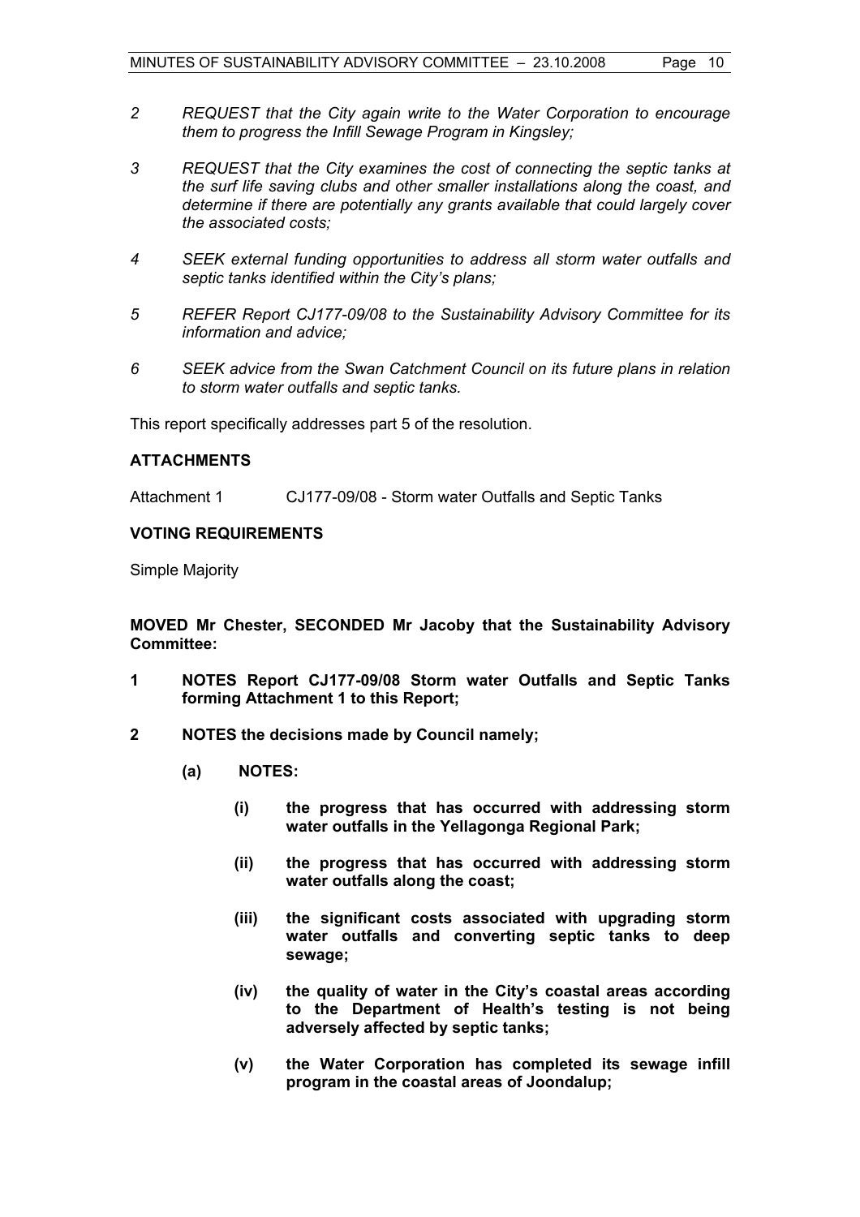*2 REQUEST that the City again write to the Water Corporation to encourage them to progress the Infill Sewage Program in Kingsley;*

*3 REQUEST that the City examines the cost of connecting the septic tanks at the surf life saving clubs and other smaller installations along the coast, and determine if there are potentially any grants available that could largely cover the associated costs;*

*4 SEEK external funding opportunities to address all storm water outfalls and septic tanks identified within the City's plans;*

*5 REFER Report CJ177-09/08 to the Sustainability Advisory Committee for its information and advice;*

*6 SEEK advice from the Swan Catchment Council on its future plans in relation to storm water outfalls and septic tanks.*

This report specifically addresses part 5 of the resolution.

## ATTACHMENTS

Attachment 1 CJ177-09/08 - Storm water Outfalls and Septic Tanks

## VOTING REQUIREMENTS

Simple Majority

**MOVED Mr Chester, SECONDED Mr Jacoby that the Sustainability Advisory Committee:**

**1 NOTES Report CJ177-09/08 Storm water Outfalls and Septic Tanks forming Attachment 1 to this Report;**

**2 NOTES the decisions made by Council namely;**

**(a) NOTES:**

**(i) the progress that has occurred with addressing storm water outfalls in the Yellagonga Regional Park;**

**(ii) the progress that has occurred with addressing storm water outfalls along the coast;**

**(iii) the significant costs associated with upgrading storm water outfalls and converting septic tanks to deep sewage;**

**(iv) the quality of water in the City's coastal areas according to the Department of Health's testing is not being adversely affected by septic tanks;**

**(v) the Water Corporation has completed its sewage infill program in the coastal areas of Joondalup;**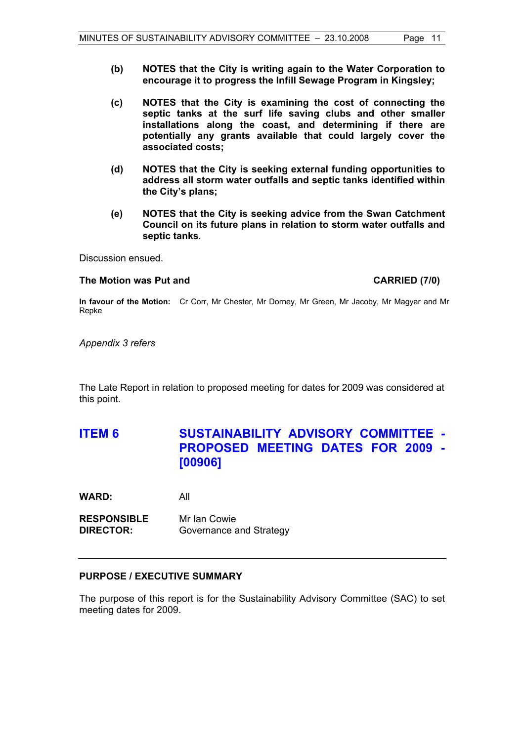**(b) NOTES that the City is writing again to the Water Corporation to encourage it to progress the Infill Sewage Program in Kingsley;**

**(c) NOTES that the City is examining the cost of connecting the septic tanks at the surf life saving clubs and other smaller installations along the coast, and determining if there are potentially any grants available that could largely cover the associated costs;**

**(d) NOTES that the City is seeking external funding opportunities to address all storm water outfalls and septic tanks identified within the City's plans;**

**(e) NOTES that the City is seeking advice from the Swan Catchment Council on its future plans in relation to storm water outfalls and septic tanks**.

Discussion ensued.

**The Motion was Put and CARRIED (7/0)**

**In favour of the Motion:** Cr Corr, Mr Chester, Mr Dorney, Mr Green, Mr Jacoby, Mr Magyar and Mr Repke

*Appendix 3 refers*

The Late Report in relation to proposed meeting for dates for 2009 was considered at this point.

## ITEM 6 SUSTAINABILITY ADVISORY COMMITTEE - PROPOSED MEETING DATES FOR 2009 - [00906]

**WARD:** All

**RESPONSIBLE DIRECTOR:** Mr Ian Cowie
Governance and Strategy

**PURPOSE / EXECUTIVE SUMMARY**

The purpose of this report is for the Sustainability Advisory Committee (SAC) to set meeting dates for 2009.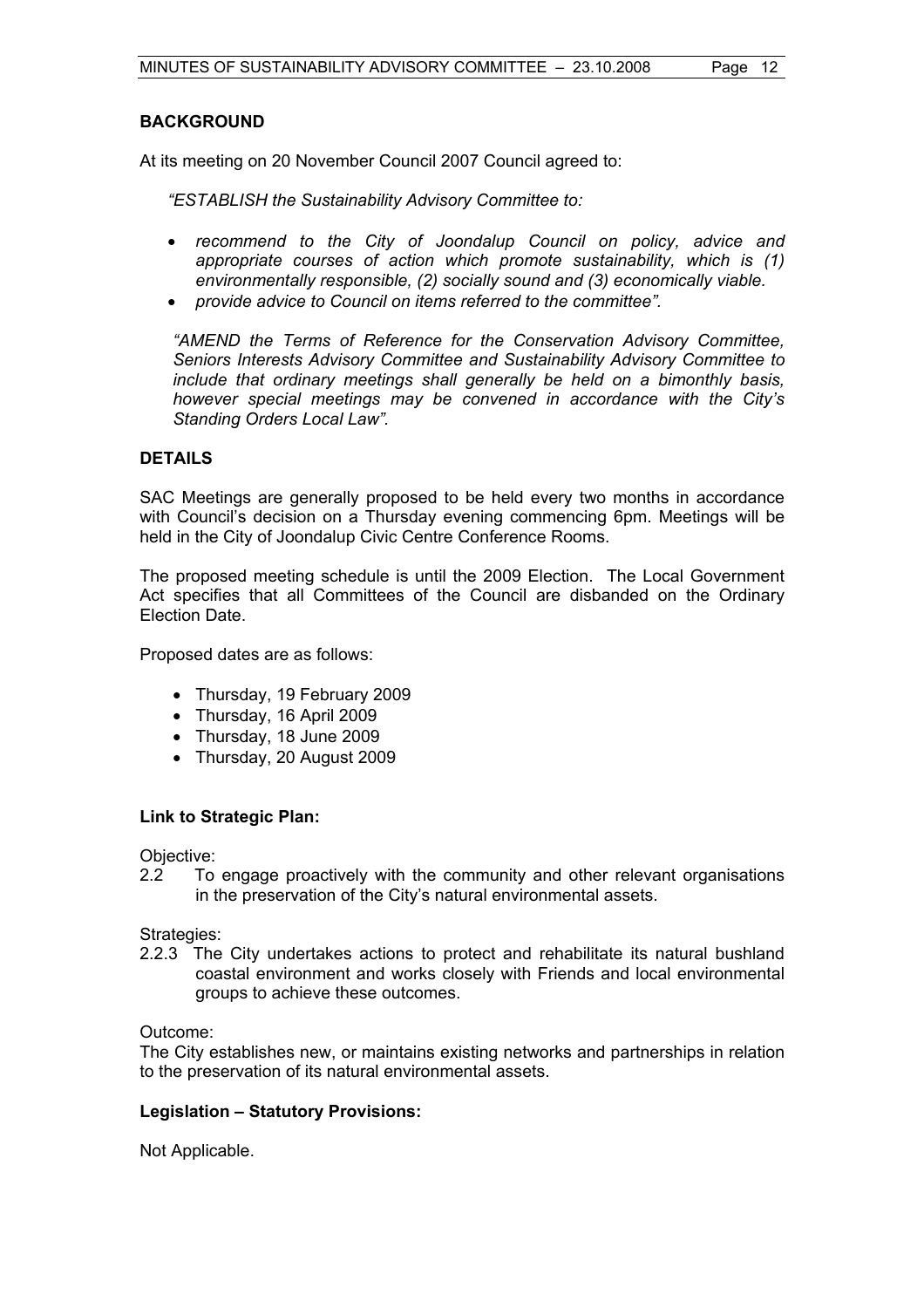## BACKGROUND

At its meeting on 20 November Council 2007 Council agreed to:

*"ESTABLISH the Sustainability Advisory Committee to:*

- *recommend to the City of Joondalup Council on policy, advice and appropriate courses of action which promote sustainability, which is (1) environmentally responsible, (2) socially sound and (3) economically viable.*
- *provide advice to Council on items referred to the committee".*

*"AMEND the Terms of Reference for the Conservation Advisory Committee, Seniors Interests Advisory Committee and Sustainability Advisory Committee to include that ordinary meetings shall generally be held on a bimonthly basis, however special meetings may be convened in accordance with the City's Standing Orders Local Law".*

## DETAILS

SAC Meetings are generally proposed to be held every two months in accordance with Council's decision on a Thursday evening commencing 6pm. Meetings will be held in the City of Joondalup Civic Centre Conference Rooms.

The proposed meeting schedule is until the 2009 Election. The Local Government Act specifies that all Committees of the Council are disbanded on the Ordinary Election Date.

Proposed dates are as follows:

- Thursday, 19 February 2009
- Thursday, 16 April 2009
- Thursday, 18 June 2009
- Thursday, 20 August 2009

### Link to Strategic Plan:

Objective:
2.2 To engage proactively with the community and other relevant organisations in the preservation of the City's natural environmental assets.

Strategies:
2.2.3 The City undertakes actions to protect and rehabilitate its natural bushland coastal environment and works closely with Friends and local environmental groups to achieve these outcomes.

Outcome:
The City establishes new, or maintains existing networks and partnerships in relation to the preservation of its natural environmental assets.

### Legislation – Statutory Provisions:

Not Applicable.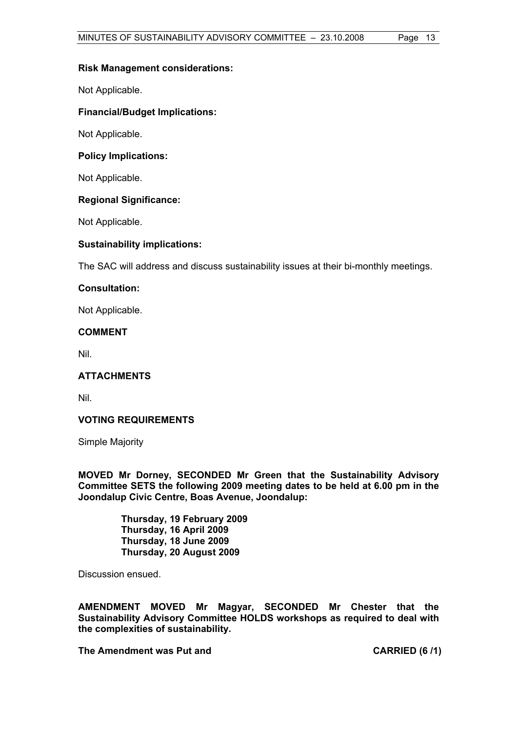**Risk Management considerations:**

Not Applicable.

**Financial/Budget Implications:**

Not Applicable.

**Policy Implications:**

Not Applicable.

**Regional Significance:**

Not Applicable.

**Sustainability implications:**

The SAC will address and discuss sustainability issues at their bi-monthly meetings.

**Consultation:**

Not Applicable.

**COMMENT**

Nil.

**ATTACHMENTS**

Nil.

**VOTING REQUIREMENTS**

Simple Majority

**MOVED Mr Dorney, SECONDED Mr Green that the Sustainability Advisory Committee SETS the following 2009 meeting dates to be held at 6.00 pm in the Joondalup Civic Centre, Boas Avenue, Joondalup:**

> **Thursday, 19 February 2009**
> **Thursday, 16 April 2009**
> **Thursday, 18 June 2009**
> **Thursday, 20 August 2009**

Discussion ensued.

**AMENDMENT MOVED Mr Magyar, SECONDED Mr Chester that the Sustainability Advisory Committee HOLDS workshops as required to deal with the complexities of sustainability.**

**The Amendment was Put and CARRIED (6 /1)**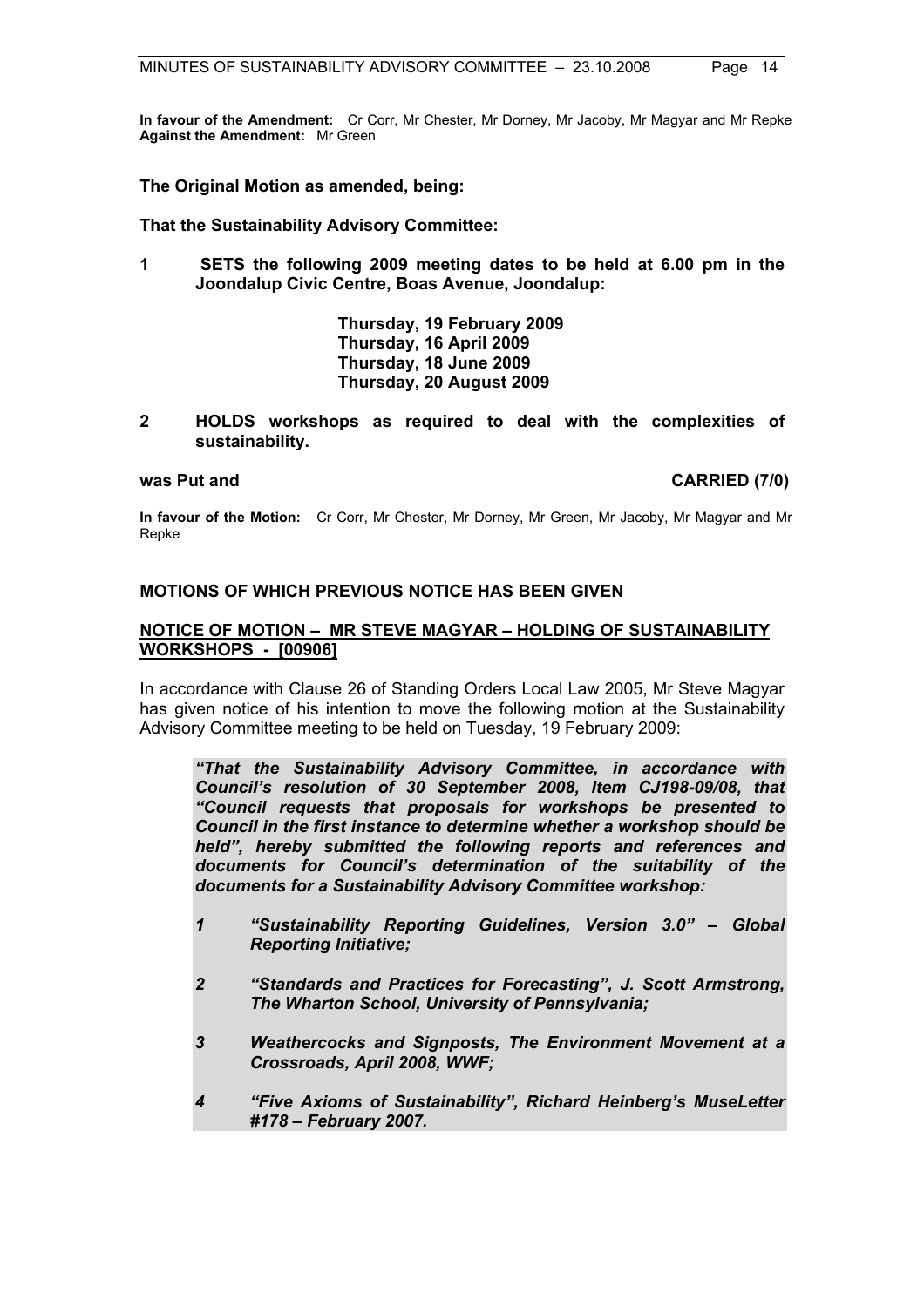**In favour of the Amendment:** Cr Corr, Mr Chester, Mr Dorney, Mr Jacoby, Mr Magyar and Mr Repke
**Against the Amendment:** Mr Green

**The Original Motion as amended, being:**

**That the Sustainability Advisory Committee:**

**1 SETS the following 2009 meeting dates to be held at 6.00 pm in the Joondalup Civic Centre, Boas Avenue, Joondalup:**

> **Thursday, 19 February 2009**
> **Thursday, 16 April 2009**
> **Thursday, 18 June 2009**
> **Thursday, 20 August 2009**

**2 HOLDS workshops as required to deal with the complexities of sustainability.**

**was Put and CARRIED (7/0)**

**In favour of the Motion:** Cr Corr, Mr Chester, Mr Dorney, Mr Green, Mr Jacoby, Mr Magyar and Mr Repke

## MOTIONS OF WHICH PREVIOUS NOTICE HAS BEEN GIVEN

### NOTICE OF MOTION – MR STEVE MAGYAR – HOLDING OF SUSTAINABILITY WORKSHOPS - [00906]

In accordance with Clause 26 of Standing Orders Local Law 2005, Mr Steve Magyar has given notice of his intention to move the following motion at the Sustainability Advisory Committee meeting to be held on Tuesday, 19 February 2009:

> ***"That the Sustainability Advisory Committee, in accordance with Council's resolution of 30 September 2008, Item CJ198-09/08, that "Council requests that proposals for workshops be presented to Council in the first instance to determine whether a workshop should be held", hereby submitted the following reports and references and documents for Council's determination of the suitability of the documents for a Sustainability Advisory Committee workshop:***
>
> ***1 "Sustainability Reporting Guidelines, Version 3.0" – Global Reporting Initiative;***
>
> ***2 "Standards and Practices for Forecasting", J. Scott Armstrong, The Wharton School, University of Pennsylvania;***
>
> ***3 Weathercocks and Signposts, The Environment Movement at a Crossroads, April 2008, WWF;***
>
> ***4 "Five Axioms of Sustainability", Richard Heinberg's MuseLetter #178 – February 2007.***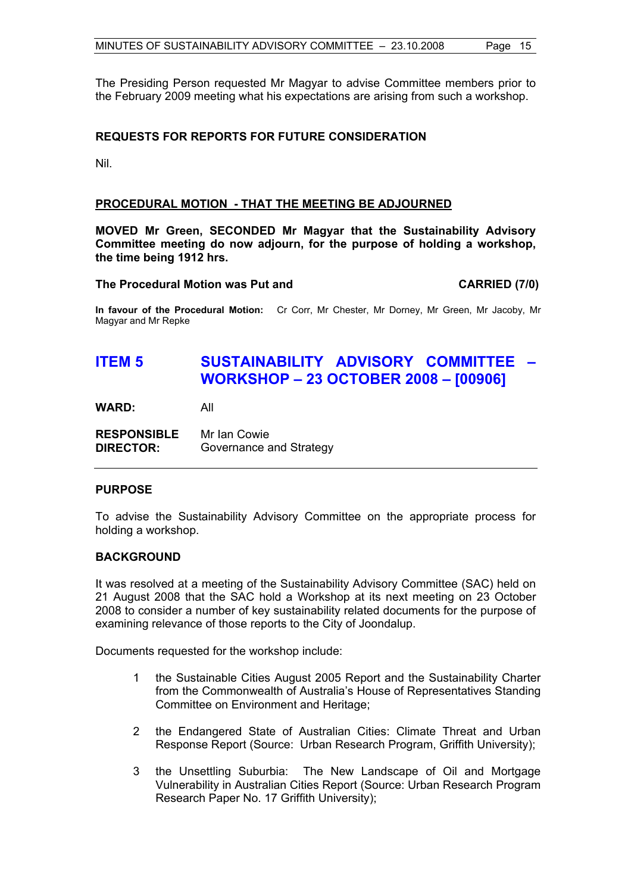The Presiding Person requested Mr Magyar to advise Committee members prior to the February 2009 meeting what his expectations are arising from such a workshop.

**REQUESTS FOR REPORTS FOR FUTURE CONSIDERATION**

Nil.

**PROCEDURAL MOTION - THAT THE MEETING BE ADJOURNED**

**MOVED Mr Green, SECONDED Mr Magyar that the Sustainability Advisory Committee meeting do now adjourn, for the purpose of holding a workshop, the time being 1912 hrs.**

**The Procedural Motion was Put and CARRIED (7/0)**

**In favour of the Procedural Motion:** Cr Corr, Mr Chester, Mr Dorney, Mr Green, Mr Jacoby, Mr Magyar and Mr Repke

## ITEM 5 SUSTAINABILITY ADVISORY COMMITTEE – WORKSHOP – 23 OCTOBER 2008 – [00906]

**WARD:** All

**RESPONSIBLE DIRECTOR:** Mr Ian Cowie
Governance and Strategy

**PURPOSE**

To advise the Sustainability Advisory Committee on the appropriate process for holding a workshop.

**BACKGROUND**

It was resolved at a meeting of the Sustainability Advisory Committee (SAC) held on 21 August 2008 that the SAC hold a Workshop at its next meeting on 23 October 2008 to consider a number of key sustainability related documents for the purpose of examining relevance of those reports to the City of Joondalup.

Documents requested for the workshop include:

1. the Sustainable Cities August 2005 Report and the Sustainability Charter from the Commonwealth of Australia's House of Representatives Standing Committee on Environment and Heritage;
2. the Endangered State of Australian Cities: Climate Threat and Urban Response Report (Source: Urban Research Program, Griffith University);
3. the Unsettling Suburbia: The New Landscape of Oil and Mortgage Vulnerability in Australian Cities Report (Source: Urban Research Program Research Paper No. 17 Griffith University);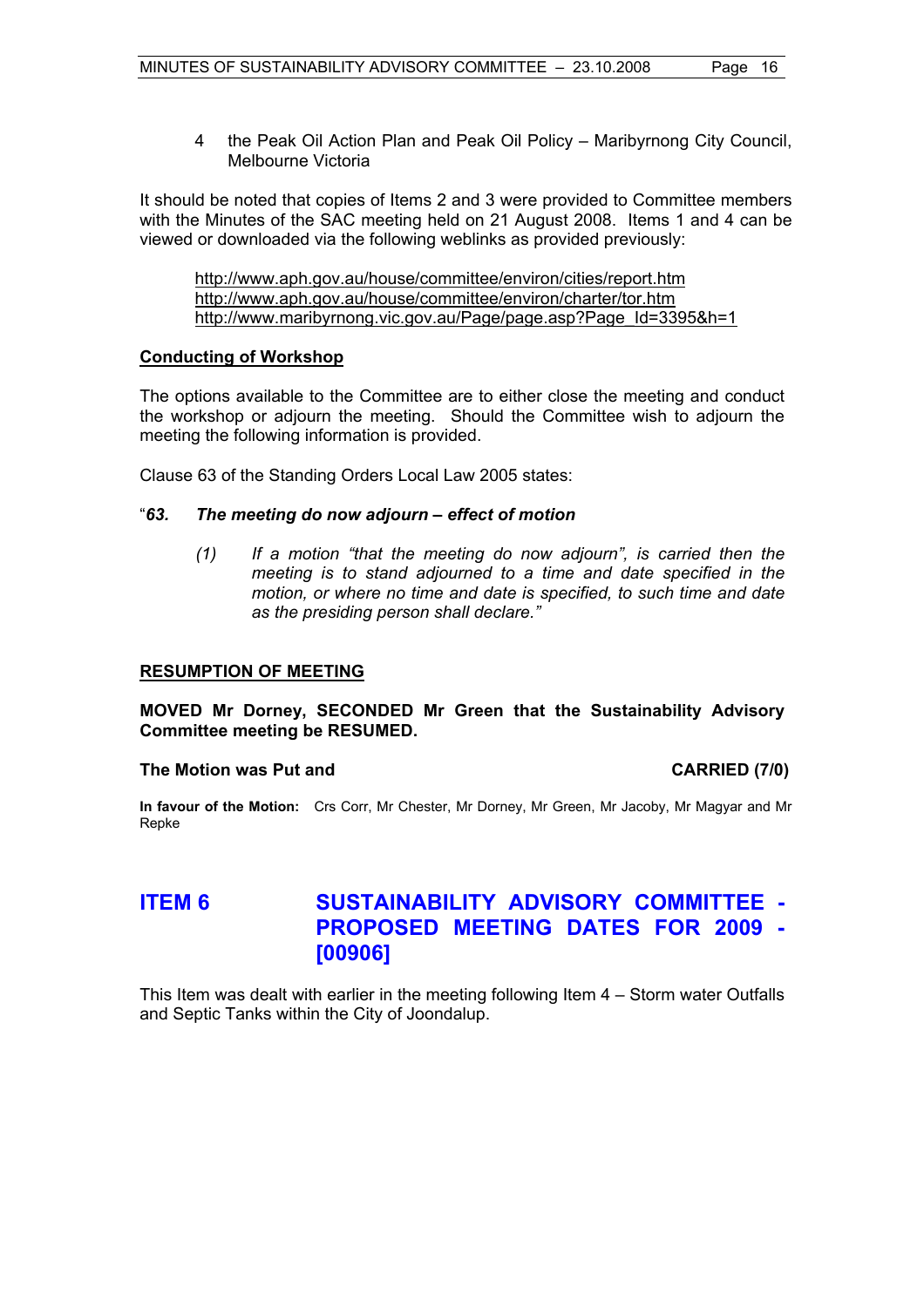4 the Peak Oil Action Plan and Peak Oil Policy – Maribyrnong City Council, Melbourne Victoria

It should be noted that copies of Items 2 and 3 were provided to Committee members with the Minutes of the SAC meeting held on 21 August 2008. Items 1 and 4 can be viewed or downloaded via the following weblinks as provided previously:

http://www.aph.gov.au/house/committee/environ/cities/report.htm
http://www.aph.gov.au/house/committee/environ/charter/tor.htm
http://www.maribyrnong.vic.gov.au/Page/page.asp?Page_Id=3395&h=1

**Conducting of Workshop**

The options available to the Committee are to either close the meeting and conduct the workshop or adjourn the meeting. Should the Committee wish to adjourn the meeting the following information is provided.

Clause 63 of the Standing Orders Local Law 2005 states:

"***63. The meeting do now adjourn – effect of motion***

> *(1) If a motion "that the meeting do now adjourn", is carried then the meeting is to stand adjourned to a time and date specified in the motion, or where no time and date is specified, to such time and date as the presiding person shall declare."*

**RESUMPTION OF MEETING**

**MOVED Mr Dorney, SECONDED Mr Green that the Sustainability Advisory Committee meeting be RESUMED.**

**The Motion was Put and CARRIED (7/0)**

**In favour of the Motion:** Crs Corr, Mr Chester, Mr Dorney, Mr Green, Mr Jacoby, Mr Magyar and Mr Repke

## ITEM 6 SUSTAINABILITY ADVISORY COMMITTEE - PROPOSED MEETING DATES FOR 2009 - [00906]

This Item was dealt with earlier in the meeting following Item 4 – Storm water Outfalls and Septic Tanks within the City of Joondalup.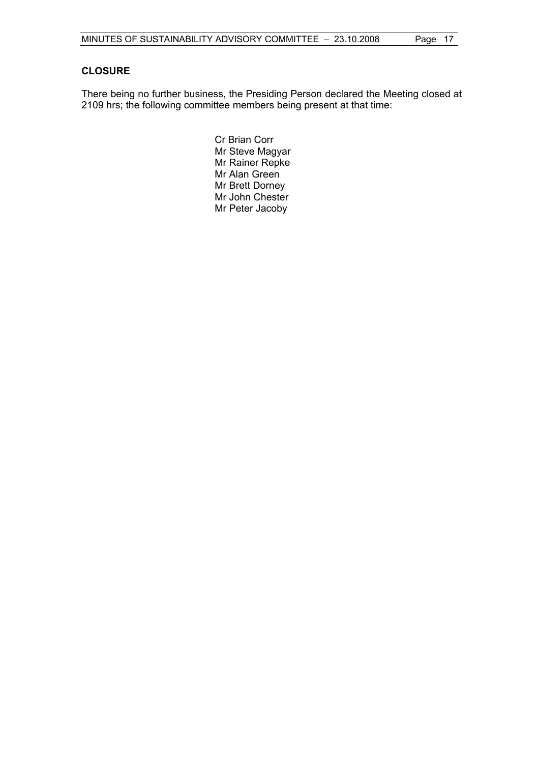**CLOSURE**

There being no further business, the Presiding Person declared the Meeting closed at 2109 hrs; the following committee members being present at that time:

Cr Brian Corr
Mr Steve Magyar
Mr Rainer Repke
Mr Alan Green
Mr Brett Dorney
Mr John Chester
Mr Peter Jacoby